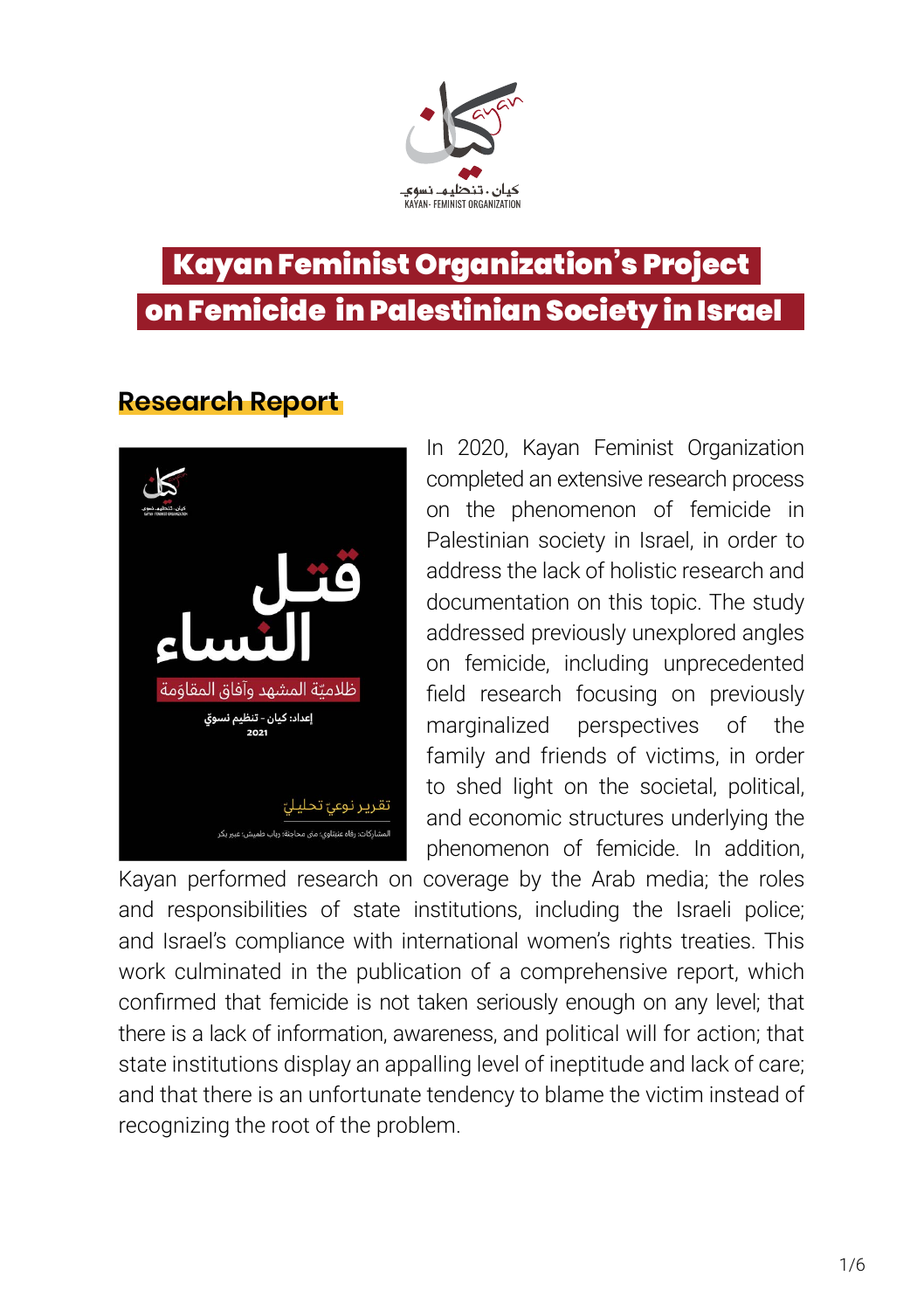كيان . تنظيم نسوي
KAYAN- FEMINIST ORGANIZATION

# Kayan Feminist Organization's Project on Femicide in Palestinian Society in Israel

## Research Report

In 2020, Kayan Feminist Organization completed an extensive research process on the phenomenon of femicide in Palestinian society in Israel, in order to address the lack of holistic research and documentation on this topic. The study addressed previously unexplored angles on femicide, including unprecedented field research focusing on previously marginalized perspectives of the family and friends of victims, in order to shed light on the societal, political, and economic structures underlying the phenomenon of femicide. In addition, Kayan performed research on coverage by the Arab media; the roles and responsibilities of state institutions, including the Israeli police; and Israel's compliance with international women's rights treaties. This work culminated in the publication of a comprehensive report, which confirmed that femicide is not taken seriously enough on any level; that there is a lack of information, awareness, and political will for action; that state institutions display an appalling level of ineptitude and lack of care; and that there is an unfortunate tendency to blame the victim instead of recognizing the root of the problem.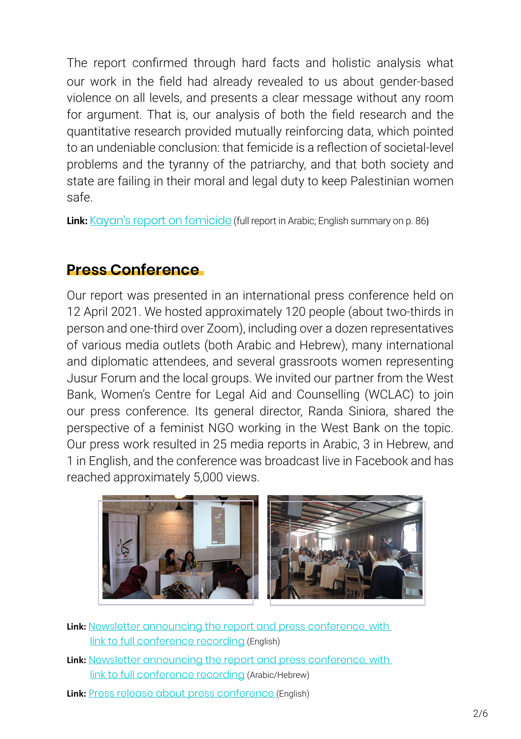The report confirmed through hard facts and holistic analysis what our work in the field had already revealed to us about gender-based violence on all levels, and presents a clear message without any room for argument. That is, our analysis of both the field research and the quantitative research provided mutually reinforcing data, which pointed to an undeniable conclusion: that femicide is a reflection of societal-level problems and the tyranny of the patriarchy, and that both society and state are failing in their moral and legal duty to keep Palestinian women safe.

**Link:** Kayan's report on femicide (full report in Arabic; English summary on p. 86)

## Press Conference

Our report was presented in an international press conference held on 12 April 2021. We hosted approximately 120 people (about two-thirds in person and one-third over Zoom), including over a dozen representatives of various media outlets (both Arabic and Hebrew), many international and diplomatic attendees, and several grassroots women representing Jusur Forum and the local groups. We invited our partner from the West Bank, Women's Centre for Legal Aid and Counselling (WCLAC) to join our press conference. Its general director, Randa Siniora, shared the perspective of a feminist NGO working in the West Bank on the topic. Our press work resulted in 25 media reports in Arabic, 3 in Hebrew, and 1 in English, and the conference was broadcast live in Facebook and has reached approximately 5,000 views.

**Link:** Newsletter announcing the report and press conference, with link to full conference recording (English)

**Link:** Newsletter announcing the report and press conference, with link to full conference recording (Arabic/Hebrew)

**Link:** Press release about press conference (English)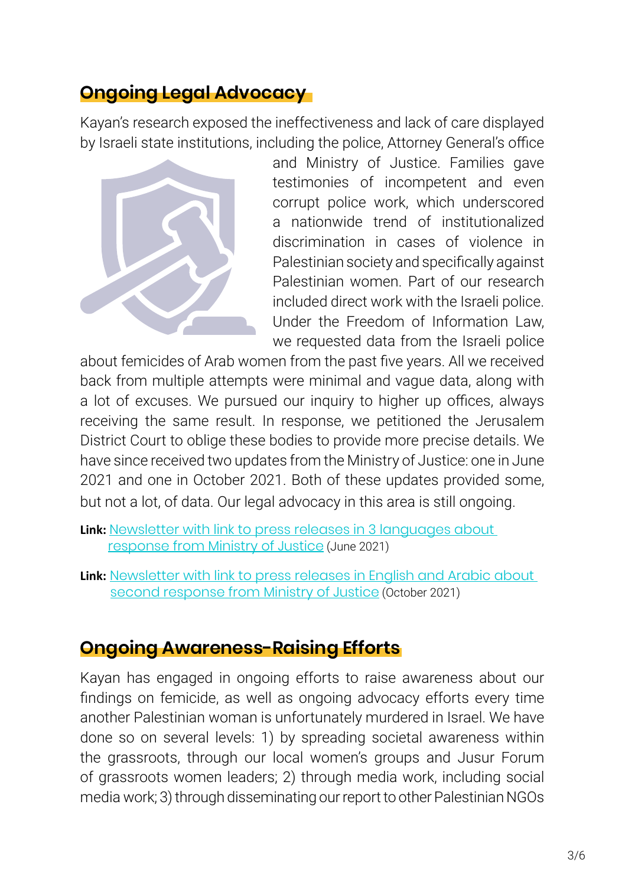## Ongoing Legal Advocacy

Kayan's research exposed the ineffectiveness and lack of care displayed by Israeli state institutions, including the police, Attorney General's office and Ministry of Justice. Families gave testimonies of incompetent and even corrupt police work, which underscored a nationwide trend of institutionalized discrimination in cases of violence in Palestinian society and specifically against Palestinian women. Part of our research included direct work with the Israeli police. Under the Freedom of Information Law, we requested data from the Israeli police about femicides of Arab women from the past five years. All we received back from multiple attempts were minimal and vague data, along with a lot of excuses. We pursued our inquiry to higher up offices, always receiving the same result. In response, we petitioned the Jerusalem District Court to oblige these bodies to provide more precise details. We have since received two updates from the Ministry of Justice: one in June 2021 and one in October 2021. Both of these updates provided some, but not a lot, of data. Our legal advocacy in this area is still ongoing.

**Link:** Newsletter with link to press releases in 3 languages about response from Ministry of Justice (June 2021)

**Link:** Newsletter with link to press releases in English and Arabic about second response from Ministry of Justice (October 2021)

## Ongoing Awareness-Raising Efforts

Kayan has engaged in ongoing efforts to raise awareness about our findings on femicide, as well as ongoing advocacy efforts every time another Palestinian woman is unfortunately murdered in Israel. We have done so on several levels: 1) by spreading societal awareness within the grassroots, through our local women's groups and Jusur Forum of grassroots women leaders; 2) through media work, including social media work; 3) through disseminating our report to other Palestinian NGOs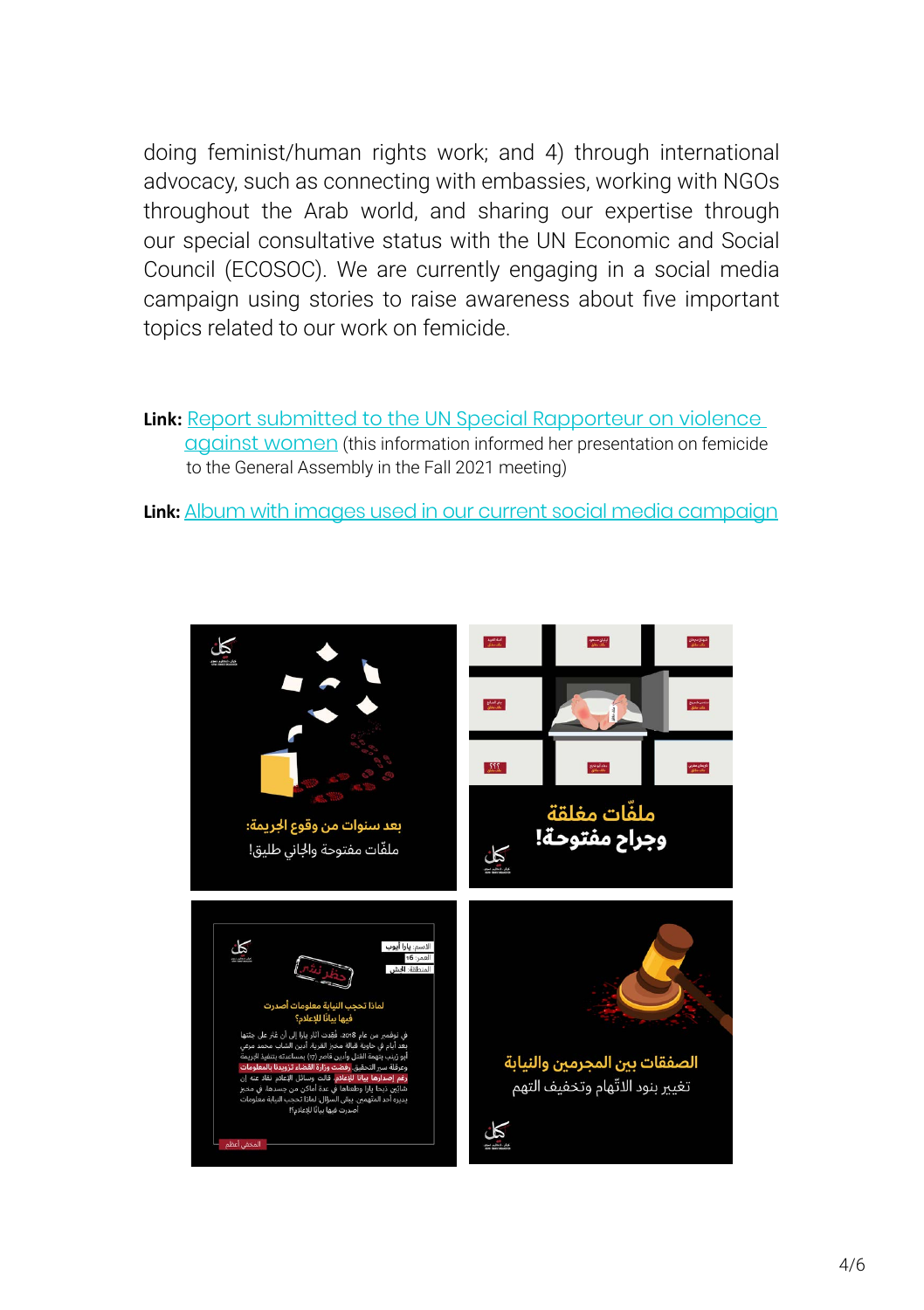doing feminist/human rights work; and 4) through international advocacy, such as connecting with embassies, working with NGOs throughout the Arab world, and sharing our expertise through our special consultative status with the UN Economic and Social Council (ECOSOC). We are currently engaging in a social media campaign using stories to raise awareness about five important topics related to our work on femicide.

**Link:** [Report submitted to the UN Special Rapporteur on violence against women] (this information informed her presentation on femicide to the General Assembly in the Fall 2021 meeting)

**Link:** [Album with images used in our current social media campaign]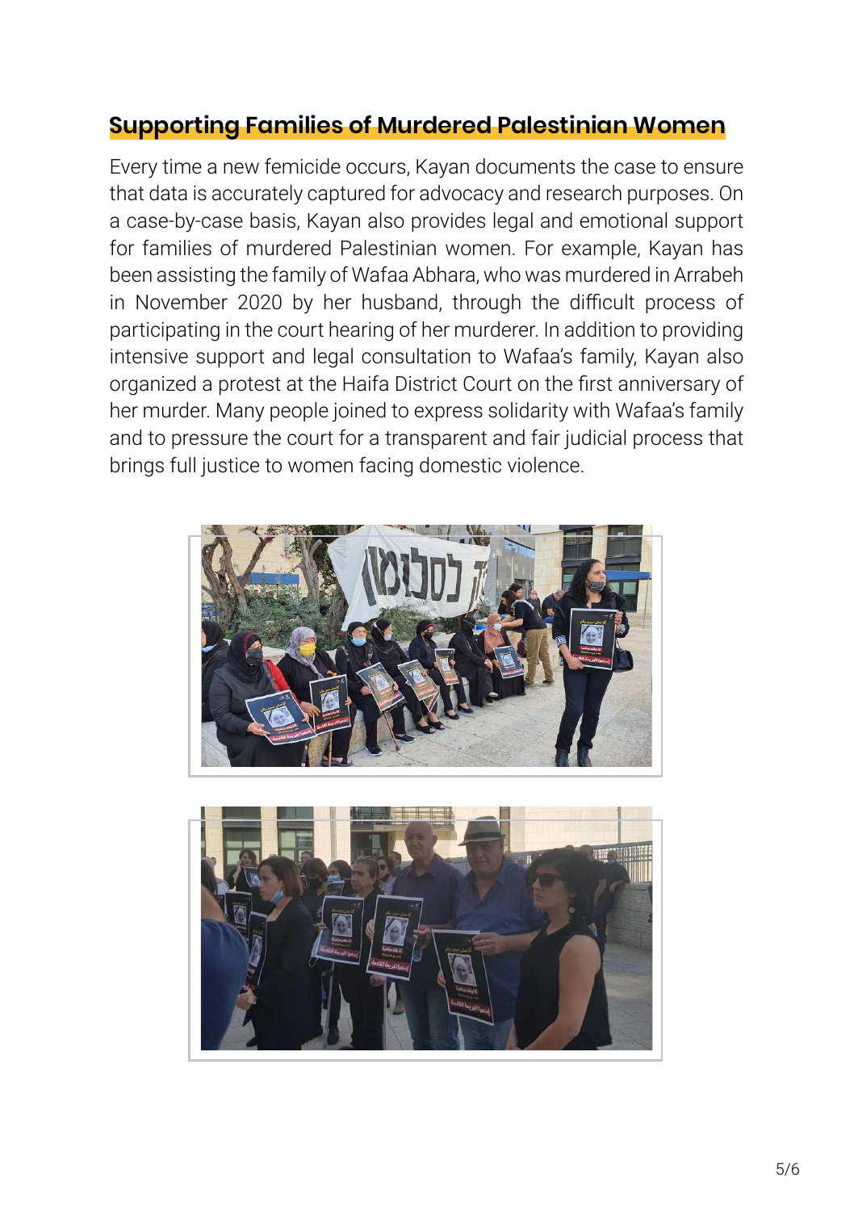## Supporting Families of Murdered Palestinian Women

Every time a new femicide occurs, Kayan documents the case to ensure that data is accurately captured for advocacy and research purposes. On a case-by-case basis, Kayan also provides legal and emotional support for families of murdered Palestinian women. For example, Kayan has been assisting the family of Wafaa Abhara, who was murdered in Arrabeh in November 2020 by her husband, through the difficult process of participating in the court hearing of her murderer. In addition to providing intensive support and legal consultation to Wafaa's family, Kayan also organized a protest at the Haifa District Court on the first anniversary of her murder. Many people joined to express solidarity with Wafaa's family and to pressure the court for a transparent and fair judicial process that brings full justice to women facing domestic violence.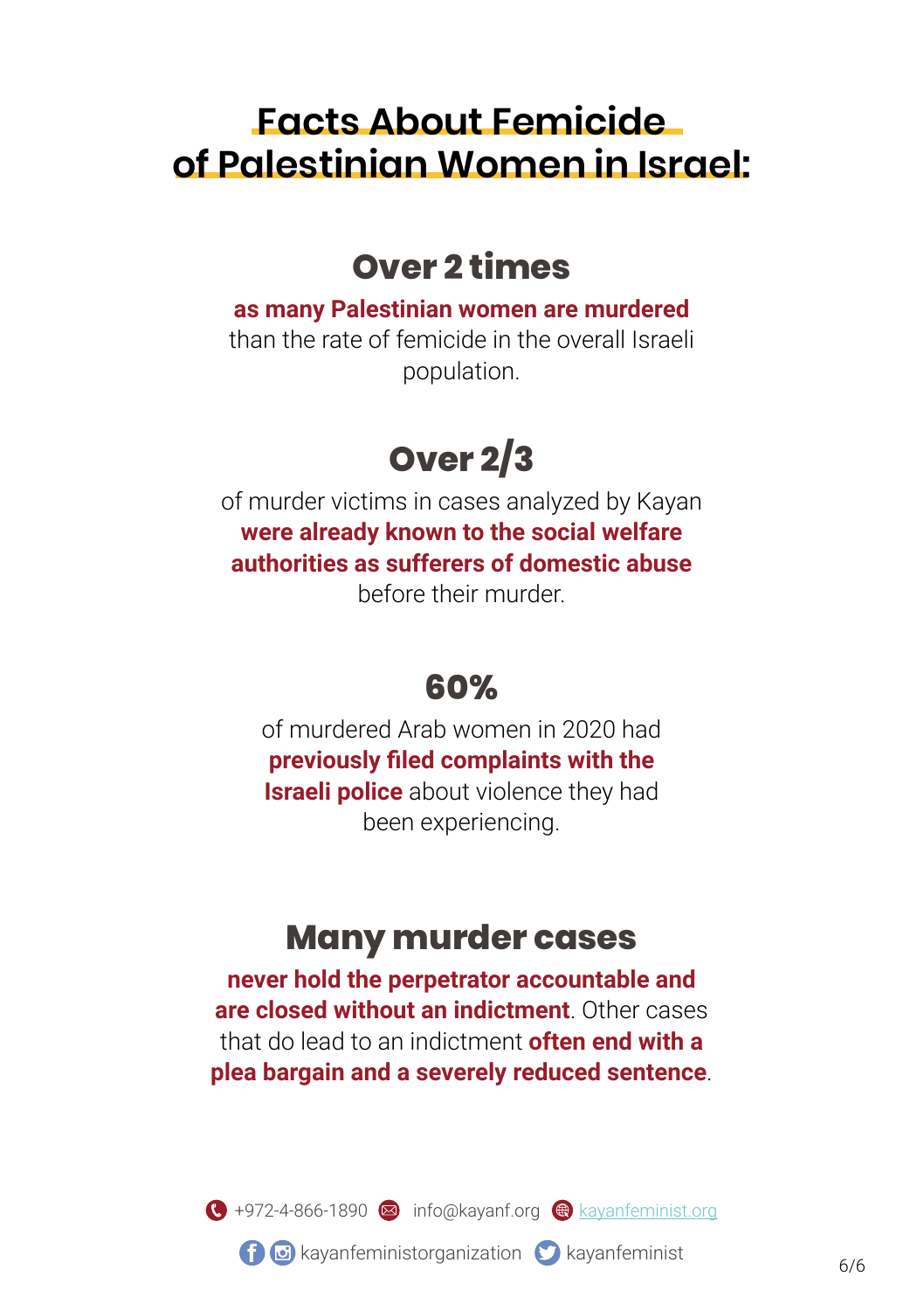# Facts About Femicide of Palestinian Women in Israel:

## Over 2 times

**as many Palestinian women are murdered** than the rate of femicide in the overall Israeli population.

## Over 2/3

of murder victims in cases analyzed by Kayan **were already known to the social welfare authorities as sufferers of domestic abuse** before their murder.

## 60%

of murdered Arab women in 2020 had **previously filed complaints with the Israeli police** about violence they had been experiencing.

## Many murder cases

**never hold the perpetrator accountable and are closed without an indictment**. Other cases that do lead to an indictment **often end with a plea bargain and a severely reduced sentence**.

+972-4-866-1890 info@kayanf.org kayanfeminist.org

kayanfeministorganization kayanfeminist